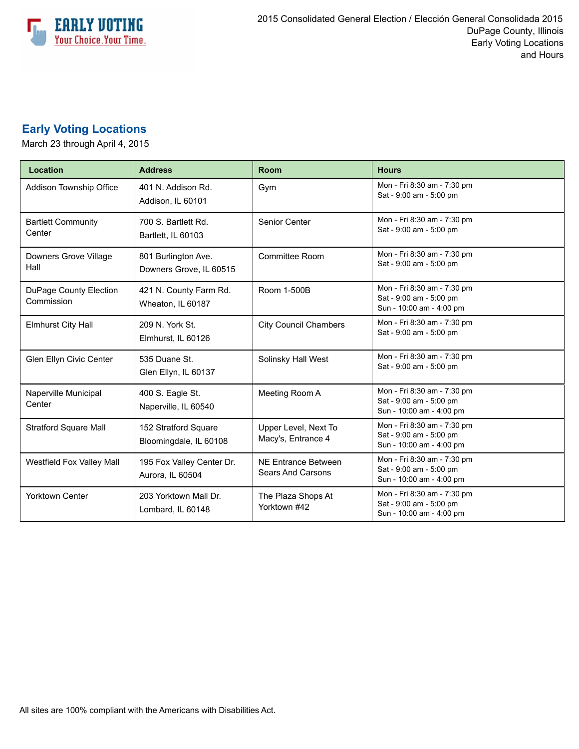EARLY VOTING
Your Choice. Your Time.

2015 Consolidated General Election / Elección General Consolidada 2015
DuPage County, Illinois
Early Voting Locations
and Hours

## Early Voting Locations

March 23 through April 4, 2015

| Location | Address | Room | Hours |
|---|---|---|---|
| Addison Township Office | 401 N. Addison Rd.<br>Addison, IL 60101 | Gym | Mon - Fri 8:30 am - 7:30 pm<br>Sat - 9:00 am - 5:00 pm |
| Bartlett Community Center | 700 S. Bartlett Rd.<br>Bartlett, IL 60103 | Senior Center | Mon - Fri 8:30 am - 7:30 pm<br>Sat - 9:00 am - 5:00 pm |
| Downers Grove Village Hall | 801 Burlington Ave.<br>Downers Grove, IL 60515 | Committee Room | Mon - Fri 8:30 am - 7:30 pm<br>Sat - 9:00 am - 5:00 pm |
| DuPage County Election Commission | 421 N. County Farm Rd.<br>Wheaton, IL 60187 | Room 1-500B | Mon - Fri 8:30 am - 7:30 pm<br>Sat - 9:00 am - 5:00 pm<br>Sun - 10:00 am - 4:00 pm |
| Elmhurst City Hall | 209 N. York St.<br>Elmhurst, IL 60126 | City Council Chambers | Mon - Fri 8:30 am - 7:30 pm<br>Sat - 9:00 am - 5:00 pm |
| Glen Ellyn Civic Center | 535 Duane St.<br>Glen Ellyn, IL 60137 | Solinsky Hall West | Mon - Fri 8:30 am - 7:30 pm<br>Sat - 9:00 am - 5:00 pm |
| Naperville Municipal Center | 400 S. Eagle St.<br>Naperville, IL 60540 | Meeting Room A | Mon - Fri 8:30 am - 7:30 pm<br>Sat - 9:00 am - 5:00 pm<br>Sun - 10:00 am - 4:00 pm |
| Stratford Square Mall | 152 Stratford Square<br>Bloomingdale, IL 60108 | Upper Level, Next To Macy's, Entrance 4 | Mon - Fri 8:30 am - 7:30 pm<br>Sat - 9:00 am - 5:00 pm<br>Sun - 10:00 am - 4:00 pm |
| Westfield Fox Valley Mall | 195 Fox Valley Center Dr.<br>Aurora, IL 60504 | NE Entrance Between Sears And Carsons | Mon - Fri 8:30 am - 7:30 pm<br>Sat - 9:00 am - 5:00 pm<br>Sun - 10:00 am - 4:00 pm |
| Yorktown Center | 203 Yorktown Mall Dr.<br>Lombard, IL 60148 | The Plaza Shops At Yorktown #42 | Mon - Fri 8:30 am - 7:30 pm<br>Sat - 9:00 am - 5:00 pm<br>Sun - 10:00 am - 4:00 pm |

All sites are 100% compliant with the Americans with Disabilities Act.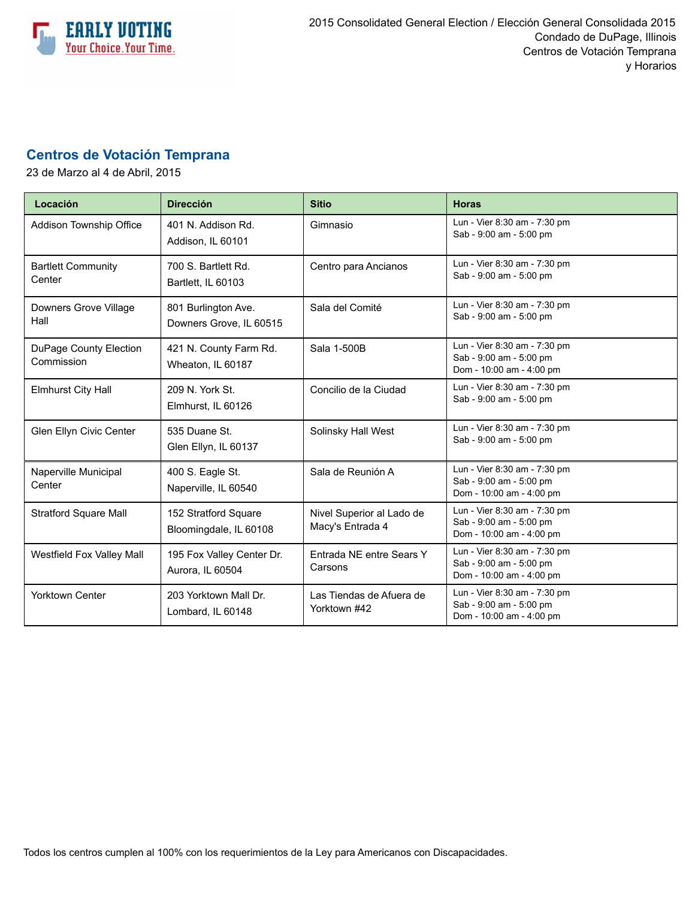EARLY VOTING
Your Choice. Your Time.

2015 Consolidated General Election / Elección General Consolidada 2015
Condado de DuPage, Illinois
Centros de Votación Temprana
y Horarios

## Centros de Votación Temprana

23 de Marzo al 4 de Abril, 2015

| Locación | Dirección | Sitio | Horas |
|---|---|---|---|
| Addison Township Office | 401 N. Addison Rd.<br>Addison, IL 60101 | Gimnasio | Lun - Vier 8:30 am - 7:30 pm<br>Sab - 9:00 am - 5:00 pm |
| Bartlett Community Center | 700 S. Bartlett Rd.<br>Bartlett, IL 60103 | Centro para Ancianos | Lun - Vier 8:30 am - 7:30 pm<br>Sab - 9:00 am - 5:00 pm |
| Downers Grove Village Hall | 801 Burlington Ave.<br>Downers Grove, IL 60515 | Sala del Comité | Lun - Vier 8:30 am - 7:30 pm<br>Sab - 9:00 am - 5:00 pm |
| DuPage County Election Commission | 421 N. County Farm Rd.<br>Wheaton, IL 60187 | Sala 1-500B | Lun - Vier 8:30 am - 7:30 pm<br>Sab - 9:00 am - 5:00 pm<br>Dom - 10:00 am - 4:00 pm |
| Elmhurst City Hall | 209 N. York St.<br>Elmhurst, IL 60126 | Concilio de la Ciudad | Lun - Vier 8:30 am - 7:30 pm<br>Sab - 9:00 am - 5:00 pm |
| Glen Ellyn Civic Center | 535 Duane St.<br>Glen Ellyn, IL 60137 | Solinsky Hall West | Lun - Vier 8:30 am - 7:30 pm<br>Sab - 9:00 am - 5:00 pm |
| Naperville Municipal Center | 400 S. Eagle St.<br>Naperville, IL 60540 | Sala de Reunión A | Lun - Vier 8:30 am - 7:30 pm<br>Sab - 9:00 am - 5:00 pm<br>Dom - 10:00 am - 4:00 pm |
| Stratford Square Mall | 152 Stratford Square<br>Bloomingdale, IL 60108 | Nivel Superior al Lado de Macy's Entrada 4 | Lun - Vier 8:30 am - 7:30 pm<br>Sab - 9:00 am - 5:00 pm<br>Dom - 10:00 am - 4:00 pm |
| Westfield Fox Valley Mall | 195 Fox Valley Center Dr.<br>Aurora, IL 60504 | Entrada NE entre Sears Y Carsons | Lun - Vier 8:30 am - 7:30 pm<br>Sab - 9:00 am - 5:00 pm<br>Dom - 10:00 am - 4:00 pm |
| Yorktown Center | 203 Yorktown Mall Dr.<br>Lombard, IL 60148 | Las Tiendas de Afuera de Yorktown #42 | Lun - Vier 8:30 am - 7:30 pm<br>Sab - 9:00 am - 5:00 pm<br>Dom - 10:00 am - 4:00 pm |

Todos los centros cumplen al 100% con los requerimientos de la Ley para Americanos con Discapacidades.